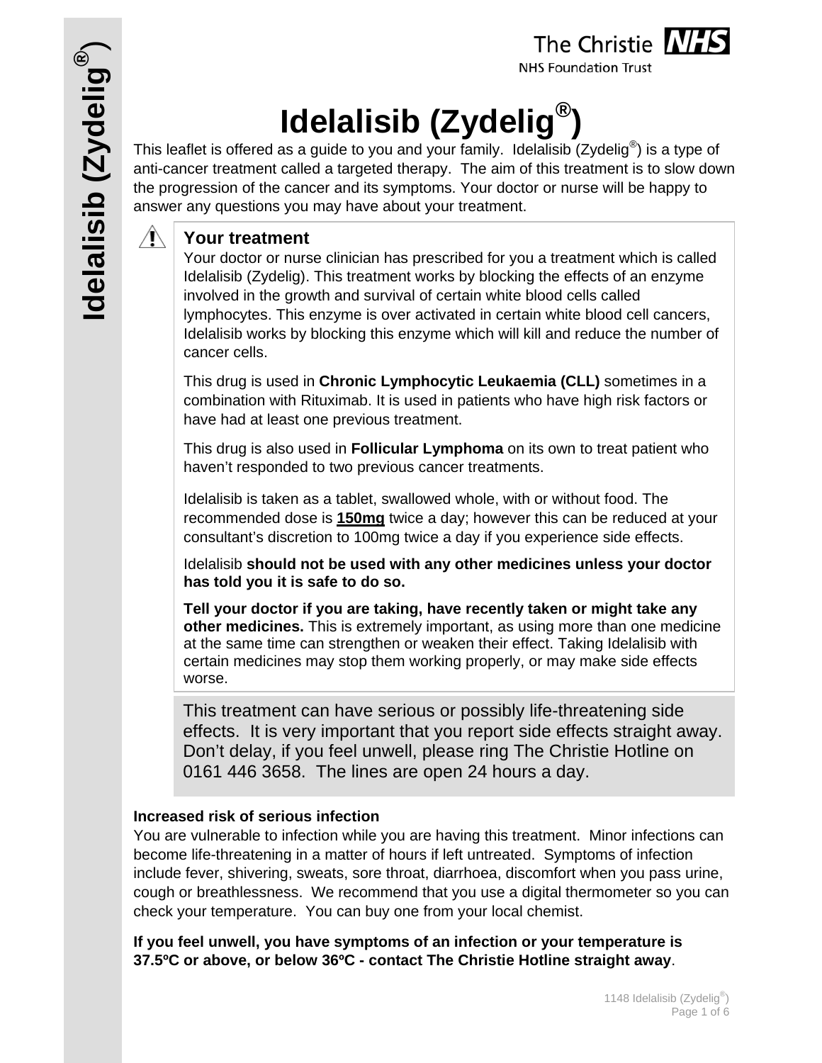# Idelalisib (Zydelig®)

This leaflet is offered as a guide to you and your family. Idelalisib (Zydelig®) is a type of anti-cancer treatment called a targeted therapy. The aim of this treatment is to slow down the progression of the cancer and its symptoms. Your doctor or nurse will be happy to answer any questions you may have about your treatment.

## Your treatment

Your doctor or nurse clinician has prescribed for you a treatment which is called Idelalisib (Zydelig). This treatment works by blocking the effects of an enzyme involved in the growth and survival of certain white blood cells called lymphocytes. This enzyme is over activated in certain white blood cell cancers, Idelalisib works by blocking this enzyme which will kill and reduce the number of cancer cells.

This drug is used in **Chronic Lymphocytic Leukaemia (CLL)** sometimes in a combination with Rituximab. It is used in patients who have high risk factors or have had at least one previous treatment.

This drug is also used in **Follicular Lymphoma** on its own to treat patient who haven't responded to two previous cancer treatments.

Idelalisib is taken as a tablet, swallowed whole, with or without food. The recommended dose is **150mg** twice a day; however this can be reduced at your consultant's discretion to 100mg twice a day if you experience side effects.

Idelalisib **should not be used with any other medicines unless your doctor has told you it is safe to do so.**

**Tell your doctor if you are taking, have recently taken or might take any other medicines.** This is extremely important, as using more than one medicine at the same time can strengthen or weaken their effect. Taking Idelalisib with certain medicines may stop them working properly, or may make side effects worse.

This treatment can have serious or possibly life-threatening side effects. It is very important that you report side effects straight away. Don't delay, if you feel unwell, please ring The Christie Hotline on 0161 446 3658. The lines are open 24 hours a day.

### Increased risk of serious infection

You are vulnerable to infection while you are having this treatment. Minor infections can become life-threatening in a matter of hours if left untreated. Symptoms of infection include fever, shivering, sweats, sore throat, diarrhoea, discomfort when you pass urine, cough or breathlessness. We recommend that you use a digital thermometer so you can check your temperature. You can buy one from your local chemist.

**If you feel unwell, you have symptoms of an infection or your temperature is 37.5ºC or above, or below 36ºC - contact The Christie Hotline straight away**.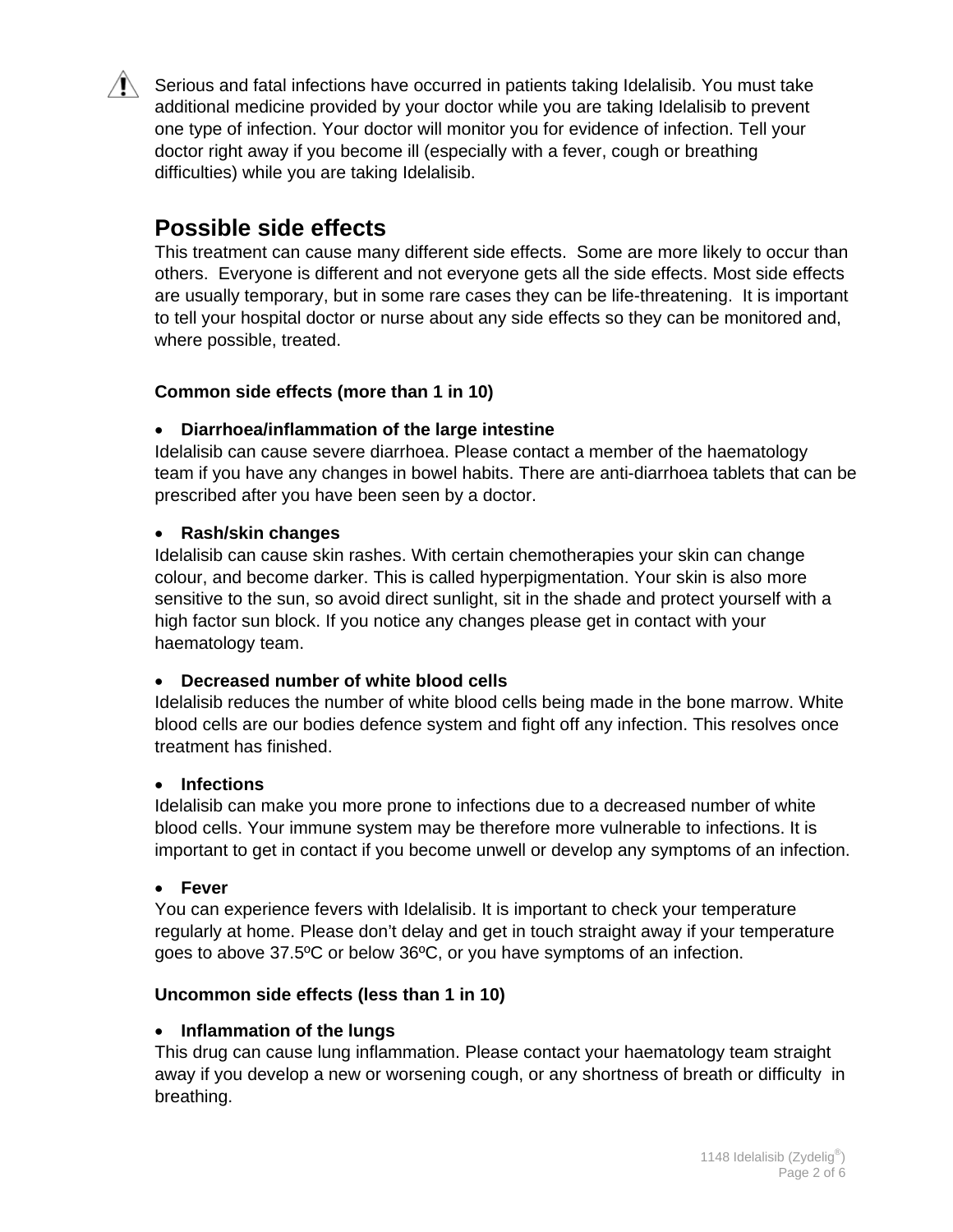⚠ Serious and fatal infections have occurred in patients taking Idelalisib. You must take additional medicine provided by your doctor while you are taking Idelalisib to prevent one type of infection. Your doctor will monitor you for evidence of infection. Tell your doctor right away if you become ill (especially with a fever, cough or breathing difficulties) while you are taking Idelalisib.

## Possible side effects

This treatment can cause many different side effects. Some are more likely to occur than others. Everyone is different and not everyone gets all the side effects. Most side effects are usually temporary, but in some rare cases they can be life-threatening. It is important to tell your hospital doctor or nurse about any side effects so they can be monitored and, where possible, treated.

### Common side effects (more than 1 in 10)

- **Diarrhoea/inflammation of the large intestine**

Idelalisib can cause severe diarrhoea. Please contact a member of the haematology team if you have any changes in bowel habits. There are anti-diarrhoea tablets that can be prescribed after you have been seen by a doctor.

- **Rash/skin changes**

Idelalisib can cause skin rashes. With certain chemotherapies your skin can change colour, and become darker. This is called hyperpigmentation. Your skin is also more sensitive to the sun, so avoid direct sunlight, sit in the shade and protect yourself with a high factor sun block. If you notice any changes please get in contact with your haematology team.

- **Decreased number of white blood cells**

Idelalisib reduces the number of white blood cells being made in the bone marrow. White blood cells are our bodies defence system and fight off any infection. This resolves once treatment has finished.

- **Infections**

Idelalisib can make you more prone to infections due to a decreased number of white blood cells. Your immune system may be therefore more vulnerable to infections. It is important to get in contact if you become unwell or develop any symptoms of an infection.

- **Fever**

You can experience fevers with Idelalisib. It is important to check your temperature regularly at home. Please don't delay and get in touch straight away if your temperature goes to above 37.5ºC or below 36ºC, or you have symptoms of an infection.

### Uncommon side effects (less than 1 in 10)

- **Inflammation of the lungs**

This drug can cause lung inflammation. Please contact your haematology team straight away if you develop a new or worsening cough, or any shortness of breath or difficulty in breathing.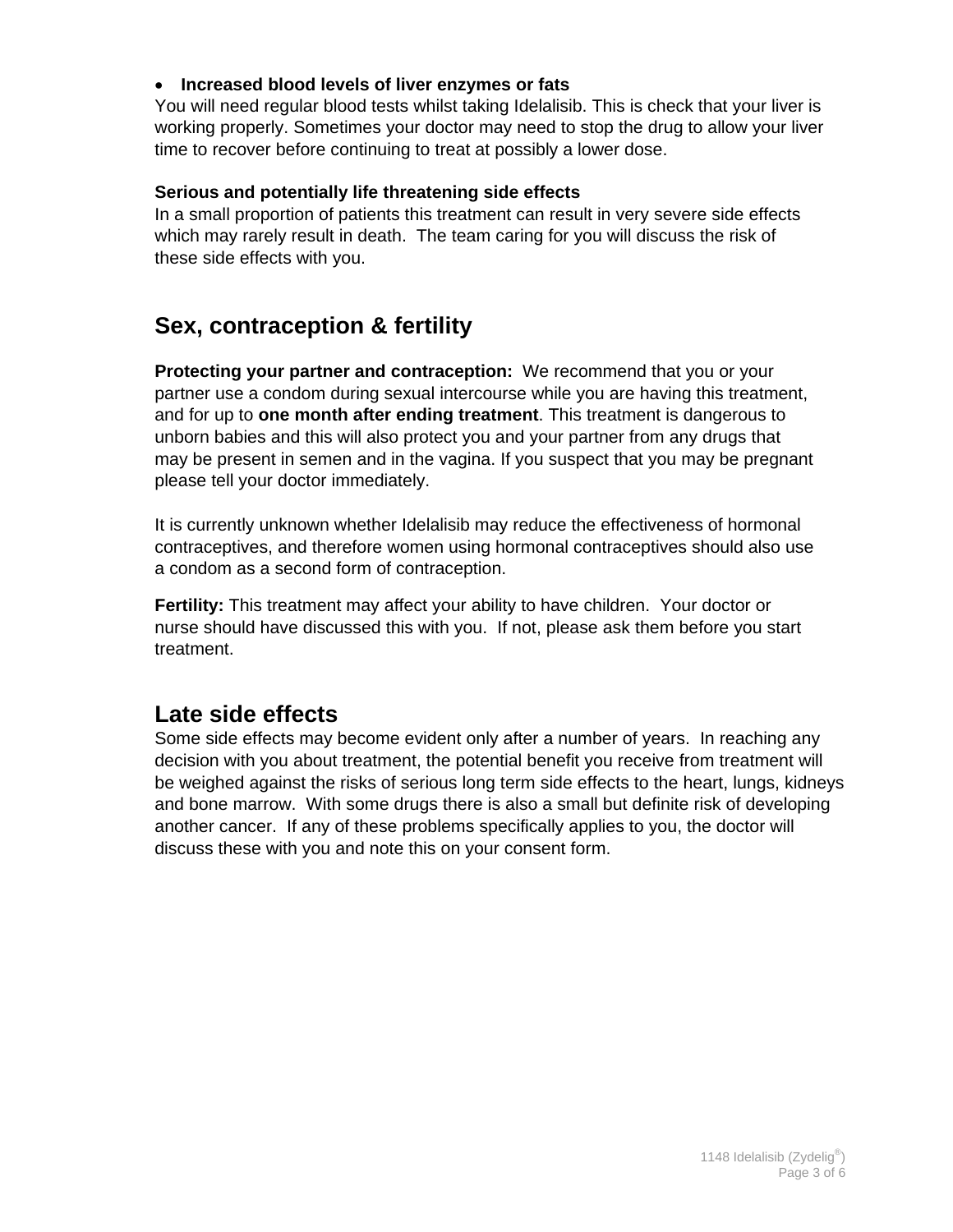- **Increased blood levels of liver enzymes or fats**

You will need regular blood tests whilst taking Idelalisib. This is check that your liver is working properly. Sometimes your doctor may need to stop the drug to allow your liver time to recover before continuing to treat at possibly a lower dose.

**Serious and potentially life threatening side effects**

In a small proportion of patients this treatment can result in very severe side effects which may rarely result in death. The team caring for you will discuss the risk of these side effects with you.

## Sex, contraception & fertility

**Protecting your partner and contraception:** We recommend that you or your partner use a condom during sexual intercourse while you are having this treatment, and for up to **one month after ending treatment**. This treatment is dangerous to unborn babies and this will also protect you and your partner from any drugs that may be present in semen and in the vagina. If you suspect that you may be pregnant please tell your doctor immediately.

It is currently unknown whether Idelalisib may reduce the effectiveness of hormonal contraceptives, and therefore women using hormonal contraceptives should also use a condom as a second form of contraception.

**Fertility:** This treatment may affect your ability to have children. Your doctor or nurse should have discussed this with you. If not, please ask them before you start treatment.

## Late side effects

Some side effects may become evident only after a number of years. In reaching any decision with you about treatment, the potential benefit you receive from treatment will be weighed against the risks of serious long term side effects to the heart, lungs, kidneys and bone marrow. With some drugs there is also a small but definite risk of developing another cancer. If any of these problems specifically applies to you, the doctor will discuss these with you and note this on your consent form.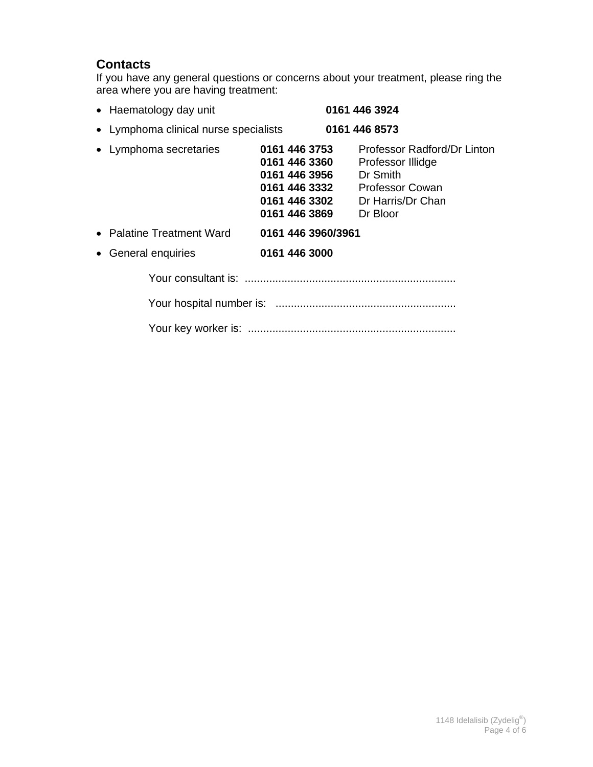## Contacts

If you have any general questions or concerns about your treatment, please ring the area where you are having treatment:

- Haematology day unit **0161 446 3924**
- Lymphoma clinical nurse specialists **0161 446 8573**
- Lymphoma secretaries
  - **0161 446 3753** Professor Radford/Dr Linton
  - **0161 446 3360** Professor Illidge
  - **0161 446 3956** Dr Smith
  - **0161 446 3332** Professor Cowan
  - **0161 446 3302** Dr Harris/Dr Chan
  - **0161 446 3869** Dr Bloor
- Palatine Treatment Ward **0161 446 3960/3961**
- General enquiries **0161 446 3000**

Your consultant is: ....................................................................

Your hospital number is: ..........................................................

Your key worker is: ...................................................................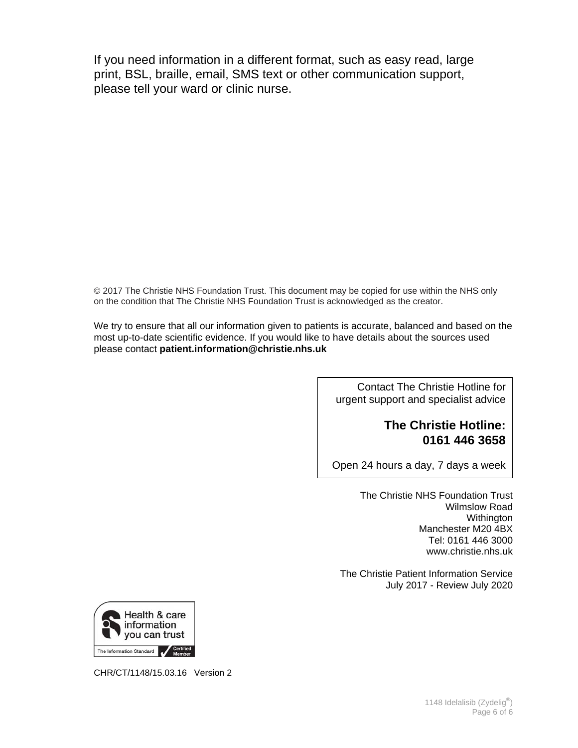If you need information in a different format, such as easy read, large print, BSL, braille, email, SMS text or other communication support, please tell your ward or clinic nurse.

© 2017 The Christie NHS Foundation Trust. This document may be copied for use within the NHS only on the condition that The Christie NHS Foundation Trust is acknowledged as the creator.

We try to ensure that all our information given to patients is accurate, balanced and based on the most up-to-date scientific evidence. If you would like to have details about the sources used please contact **patient.information@christie.nhs.uk**

Contact The Christie Hotline for urgent support and specialist advice

**The Christie Hotline: 0161 446 3658**

Open 24 hours a day, 7 days a week

The Christie NHS Foundation Trust
Wilmslow Road
Withington
Manchester M20 4BX
Tel: 0161 446 3000
www.christie.nhs.uk

The Christie Patient Information Service
July 2017 - Review July 2020

Health & care information you can trust
The Information Standard Certified Member

CHR/CT/1148/15.03.16 Version 2